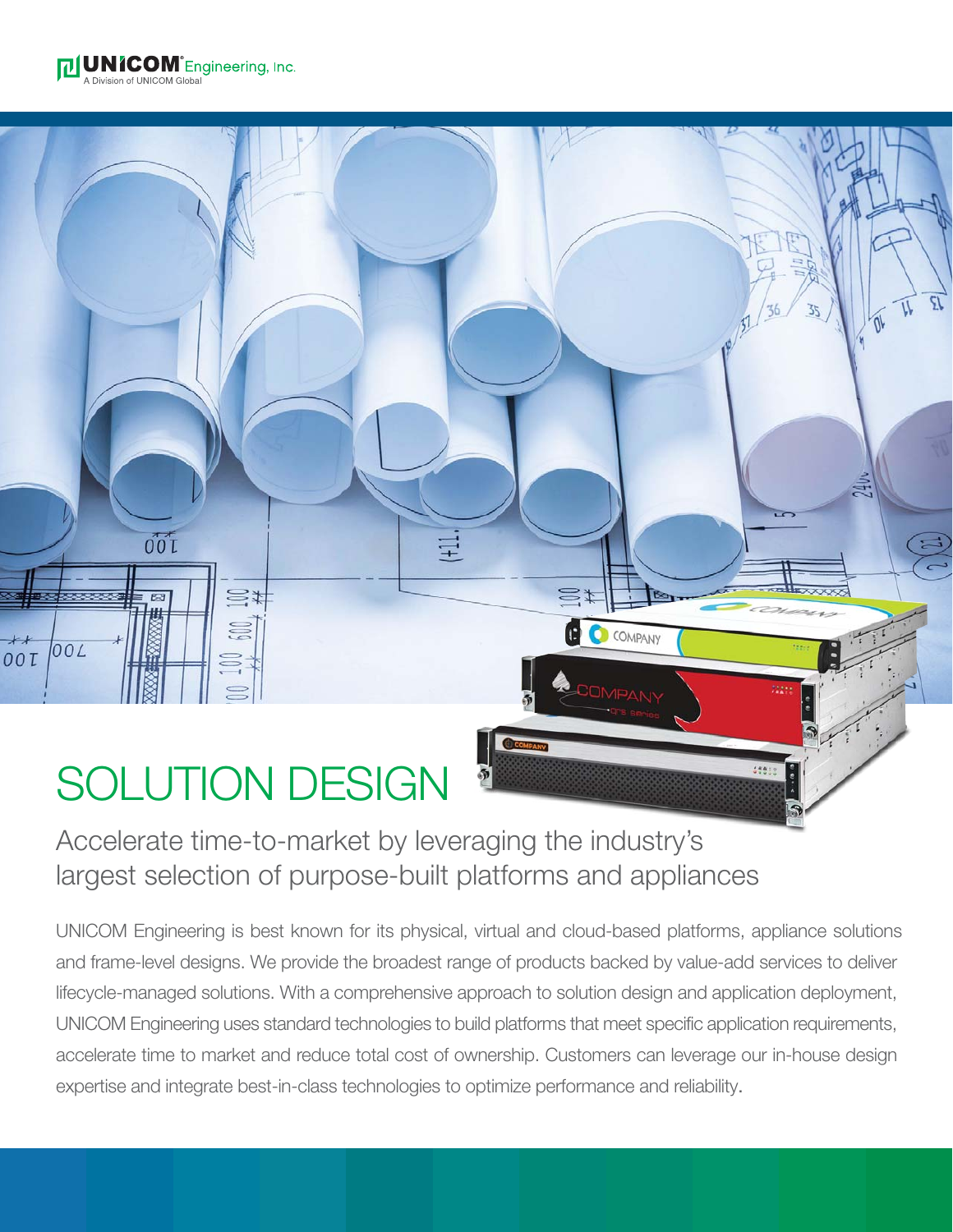UNICOM® Engineering, Inc.
A Division of UNICOM Global

# SOLUTION DESIGN

## Accelerate time-to-market by leveraging the industry's largest selection of purpose-built platforms and appliances

UNICOM Engineering is best known for its physical, virtual and cloud-based platforms, appliance solutions and frame-level designs. We provide the broadest range of products backed by value-add services to deliver lifecycle-managed solutions. With a comprehensive approach to solution design and application deployment, UNICOM Engineering uses standard technologies to build platforms that meet specific application requirements, accelerate time to market and reduce total cost of ownership. Customers can leverage our in-house design expertise and integrate best-in-class technologies to optimize performance and reliability.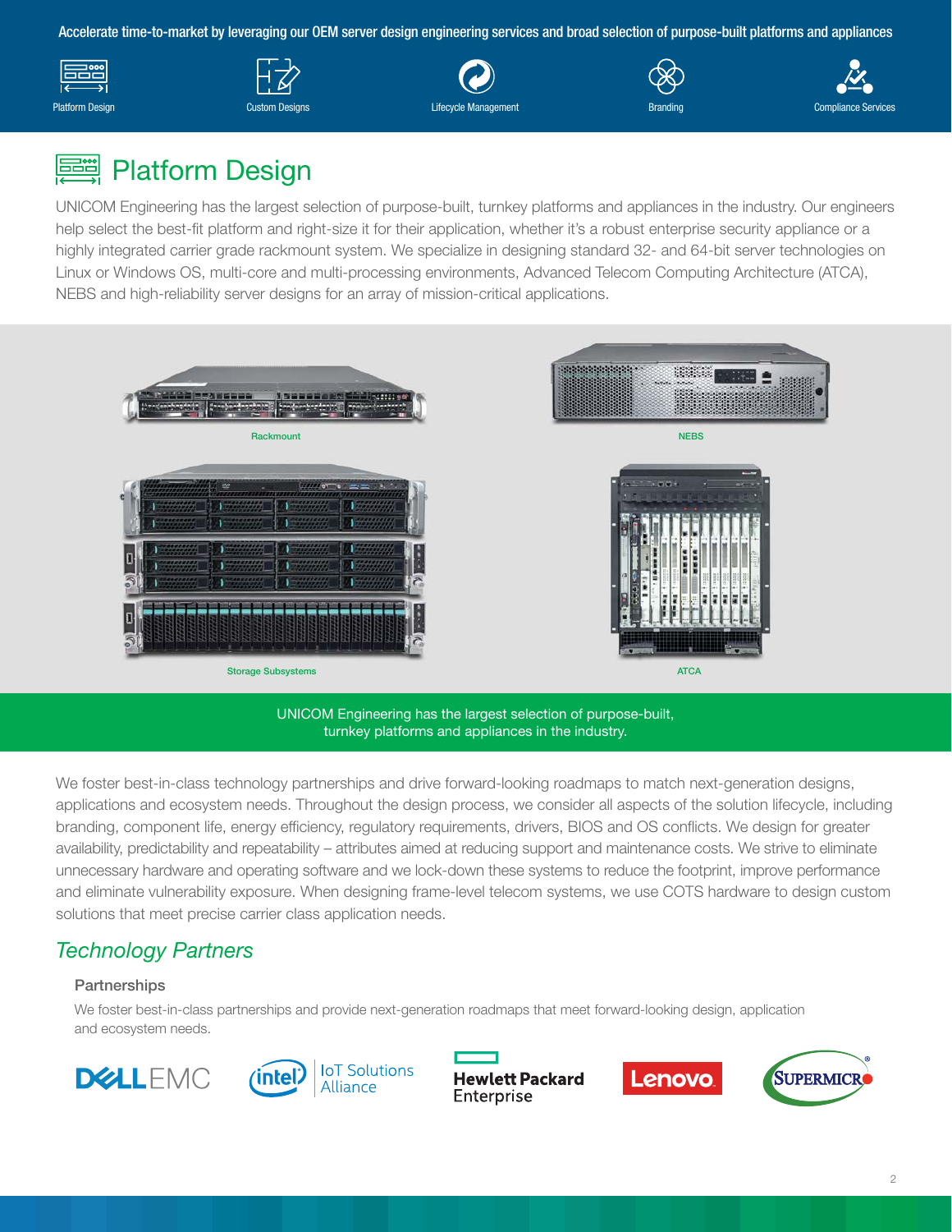Accelerate time-to-market by leveraging our OEM server design engineering services and broad selection of purpose-built platforms and appliances

Platform Design | Custom Designs | Lifecycle Management | Branding | Compliance Services

# Platform Design

UNICOM Engineering has the largest selection of purpose-built, turnkey platforms and appliances in the industry. Our engineers help select the best-fit platform and right-size it for their application, whether it's a robust enterprise security appliance or a highly integrated carrier grade rackmount system. We specialize in designing standard 32- and 64-bit server technologies on Linux or Windows OS, multi-core and multi-processing environments, Advanced Telecom Computing Architecture (ATCA), NEBS and high-reliability server designs for an array of mission-critical applications.

Rackmount

NEBS

Storage Subsystems

ATCA

UNICOM Engineering has the largest selection of purpose-built, turnkey platforms and appliances in the industry.

We foster best-in-class technology partnerships and drive forward-looking roadmaps to match next-generation designs, applications and ecosystem needs. Throughout the design process, we consider all aspects of the solution lifecycle, including branding, component life, energy efficiency, regulatory requirements, drivers, BIOS and OS conflicts. We design for greater availability, predictability and repeatability – attributes aimed at reducing support and maintenance costs. We strive to eliminate unnecessary hardware and operating software and we lock-down these systems to reduce the footprint, improve performance and eliminate vulnerability exposure. When designing frame-level telecom systems, we use COTS hardware to design custom solutions that meet precise carrier class application needs.

## *Technology Partners*

### Partnerships

We foster best-in-class partnerships and provide next-generation roadmaps that meet forward-looking design, application and ecosystem needs.

DELL EMC | intel IoT Solutions Alliance | Hewlett Packard Enterprise | Lenovo | SUPERMICRO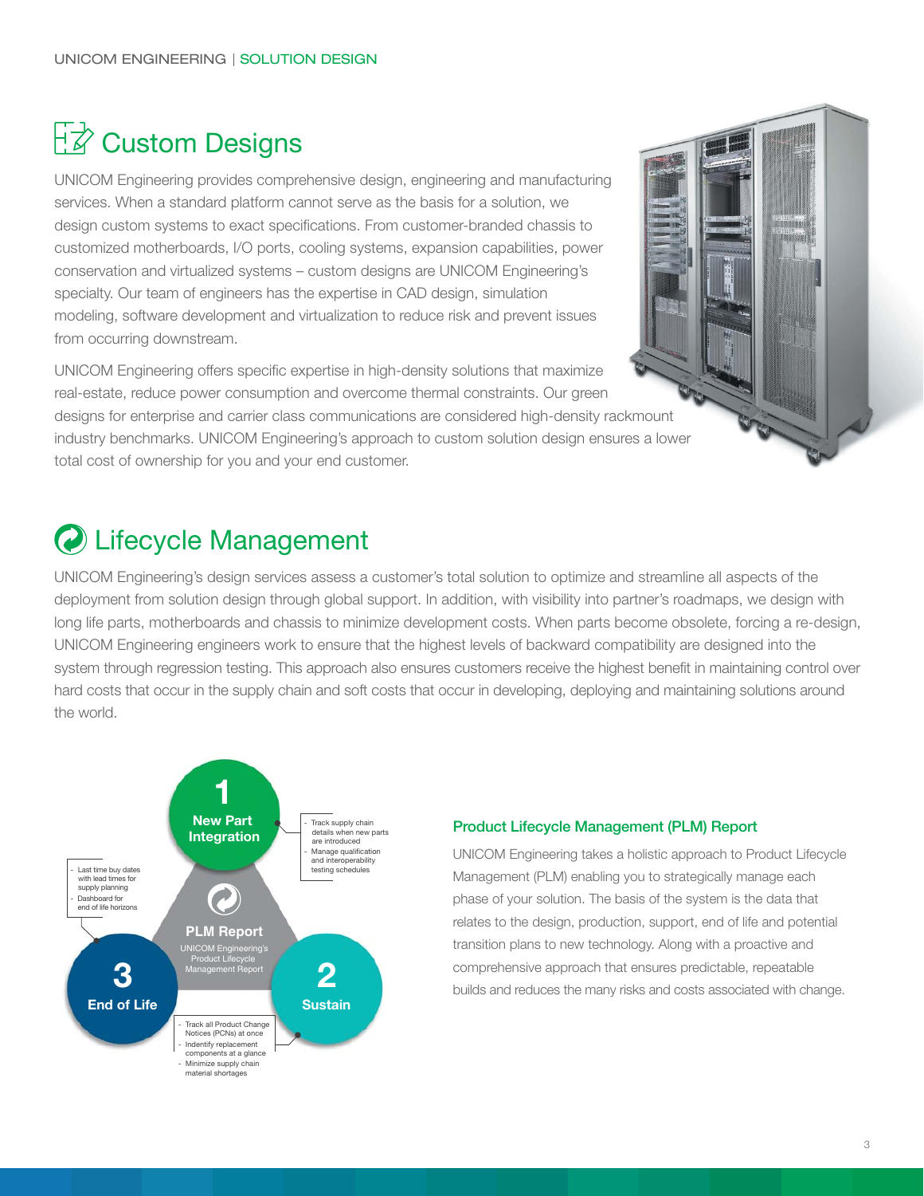# Custom Designs

UNICOM Engineering provides comprehensive design, engineering and manufacturing services. When a standard platform cannot serve as the basis for a solution, we design custom systems to exact specifications. From customer-branded chassis to customized motherboards, I/O ports, cooling systems, expansion capabilities, power conservation and virtualized systems – custom designs are UNICOM Engineering's specialty. Our team of engineers has the expertise in CAD design, simulation modeling, software development and virtualization to reduce risk and prevent issues from occurring downstream.

UNICOM Engineering offers specific expertise in high-density solutions that maximize real-estate, reduce power consumption and overcome thermal constraints. Our green designs for enterprise and carrier class communications are considered high-density rackmount industry benchmarks. UNICOM Engineering's approach to custom solution design ensures a lower total cost of ownership for you and your end customer.

# Lifecycle Management

UNICOM Engineering's design services assess a customer's total solution to optimize and streamline all aspects of the deployment from solution design through global support. In addition, with visibility into partner's roadmaps, we design with long life parts, motherboards and chassis to minimize development costs. When parts become obsolete, forcing a re-design, UNICOM Engineering engineers work to ensure that the highest levels of backward compatibility are designed into the system through regression testing. This approach also ensures customers receive the highest benefit in maintaining control over hard costs that occur in the supply chain and soft costs that occur in developing, deploying and maintaining solutions around the world.

**PLM Report**
UNICOM Engineering's Product Lifecycle Management Report

**1 New Part Integration**
- Track supply chain details when new parts are introduced
- Manage qualification and interoperability testing schedules

**2 Sustain**
- Track all Product Change Notices (PCNs) at once
- Indentify replacement components at a glance
- Minimize supply chain material shortages

**3 End of Life**
- Last time buy dates with lead times for supply planning
- Dashboard for end of life horizons

## Product Lifecycle Management (PLM) Report

UNICOM Engineering takes a holistic approach to Product Lifecycle Management (PLM) enabling you to strategically manage each phase of your solution. The basis of the system is the data that relates to the design, production, support, end of life and potential transition plans to new technology. Along with a proactive and comprehensive approach that ensures predictable, repeatable builds and reduces the many risks and costs associated with change.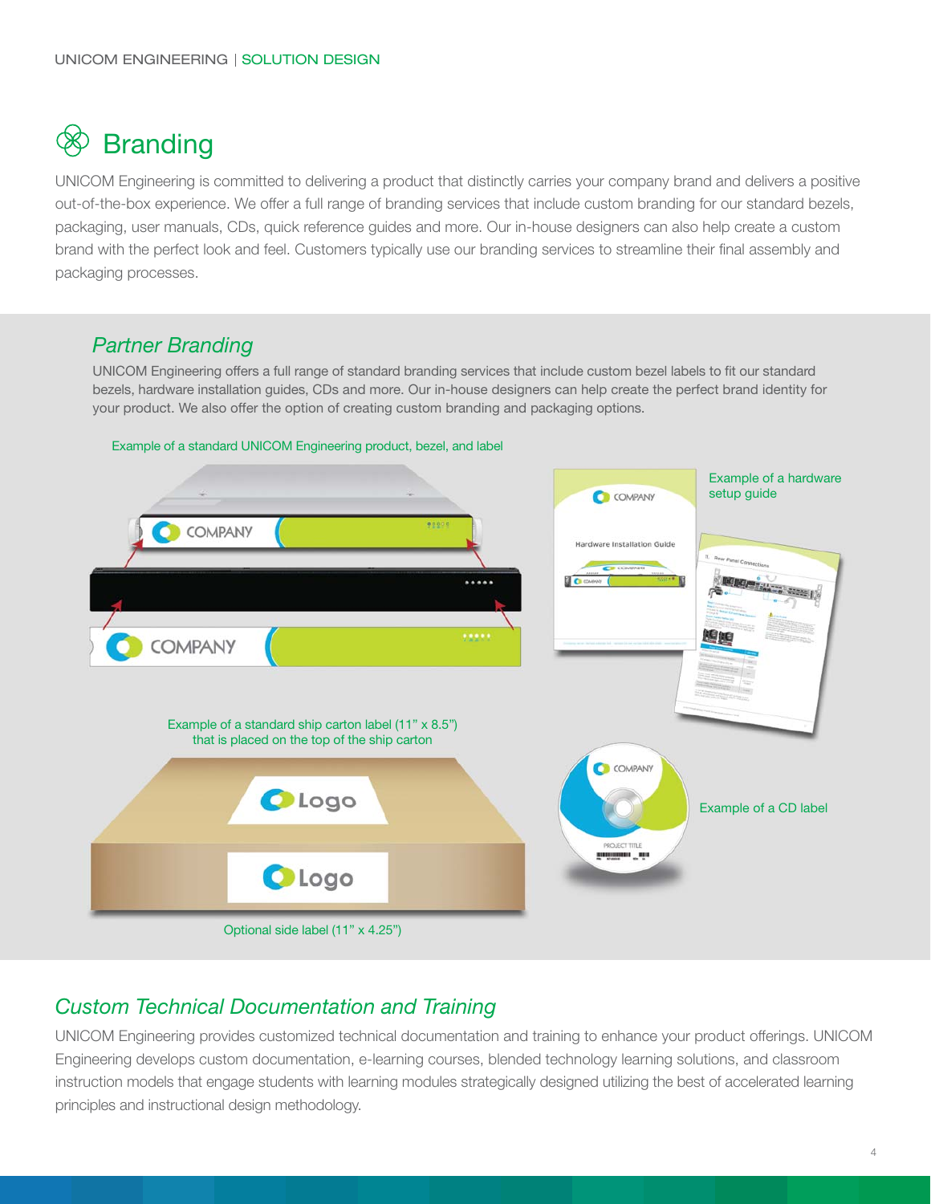# Branding

UNICOM Engineering is committed to delivering a product that distinctly carries your company brand and delivers a positive out-of-the-box experience. We offer a full range of branding services that include custom branding for our standard bezels, packaging, user manuals, CDs, quick reference guides and more. Our in-house designers can also help create a custom brand with the perfect look and feel. Customers typically use our branding services to streamline their final assembly and packaging processes.

## *Partner Branding*

UNICOM Engineering offers a full range of standard branding services that include custom bezel labels to fit our standard bezels, hardware installation guides, CDs and more. Our in-house designers can help create the perfect brand identity for your product. We also offer the option of creating custom branding and packaging options.

Example of a standard UNICOM Engineering product, bezel, and label

Example of a hardware setup guide

Example of a standard ship carton label (11" x 8.5") that is placed on the top of the ship carton

Example of a CD label

Optional side label (11" x 4.25")

## *Custom Technical Documentation and Training*

UNICOM Engineering provides customized technical documentation and training to enhance your product offerings. UNICOM Engineering develops custom documentation, e-learning courses, blended technology learning solutions, and classroom instruction models that engage students with learning modules strategically designed utilizing the best of accelerated learning principles and instructional design methodology.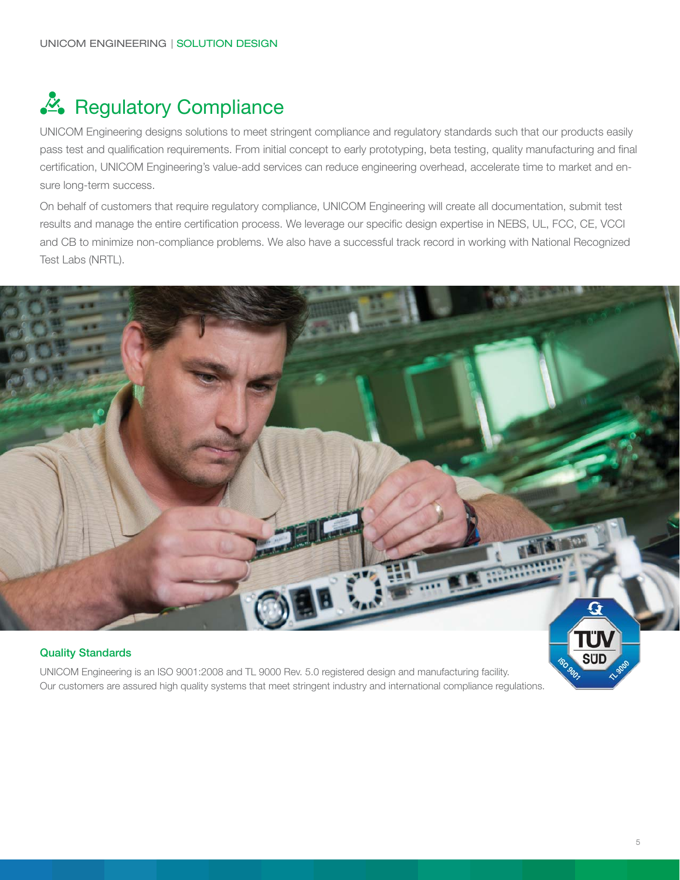# Regulatory Compliance

UNICOM Engineering designs solutions to meet stringent compliance and regulatory standards such that our products easily pass test and qualification requirements. From initial concept to early prototyping, beta testing, quality manufacturing and final certification, UNICOM Engineering's value-add services can reduce engineering overhead, accelerate time to market and ensure long-term success.

On behalf of customers that require regulatory compliance, UNICOM Engineering will create all documentation, submit test results and manage the entire certification process. We leverage our specific design expertise in NEBS, UL, FCC, CE, VCCI and CB to minimize non-compliance problems. We also have a successful track record in working with National Recognized Test Labs (NRTL).

## Quality Standards

UNICOM Engineering is an ISO 9001:2008 and TL 9000 Rev. 5.0 registered design and manufacturing facility. Our customers are assured high quality systems that meet stringent industry and international compliance regulations.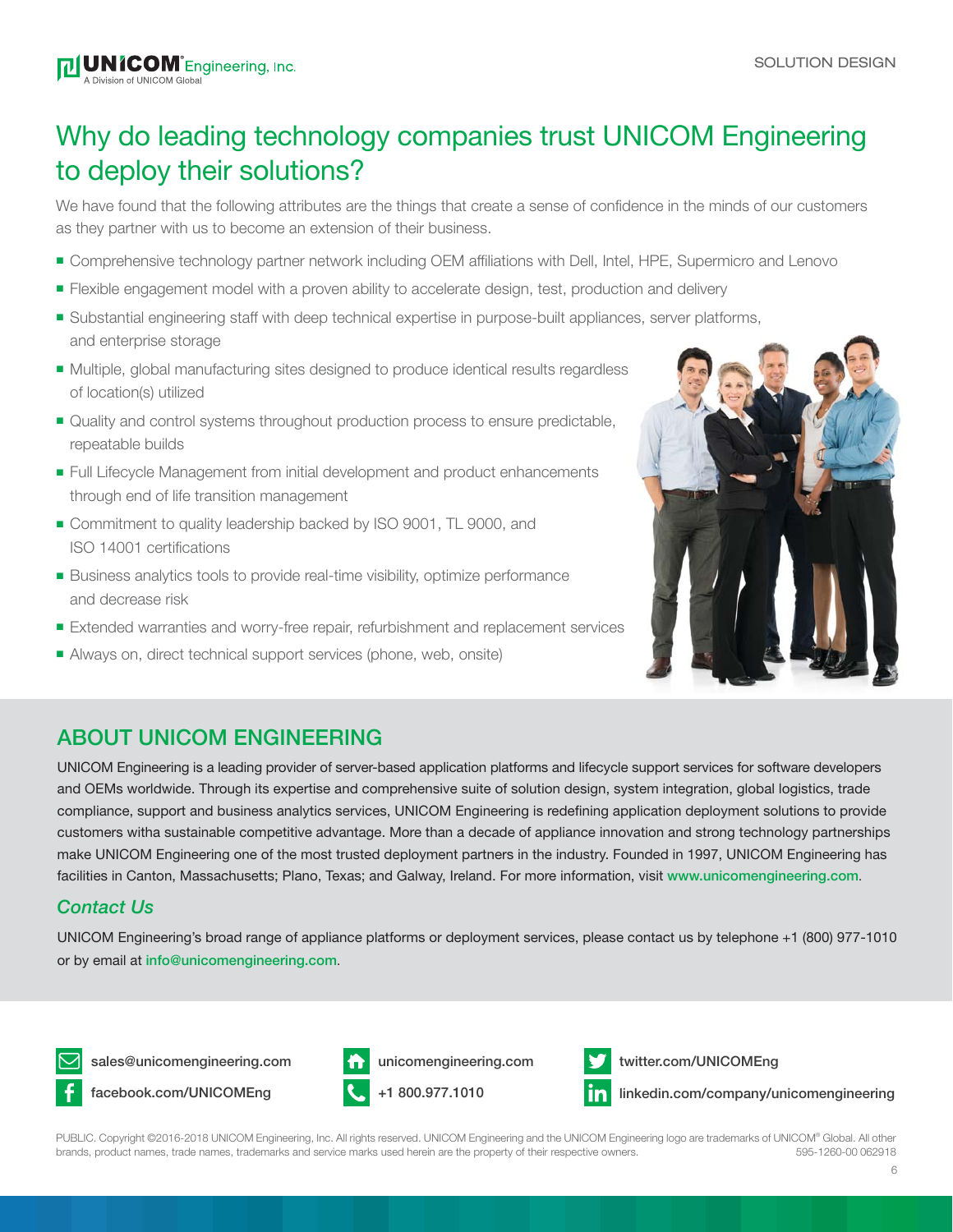# Why do leading technology companies trust UNICOM Engineering to deploy their solutions?

We have found that the following attributes are the things that create a sense of confidence in the minds of our customers as they partner with us to become an extension of their business.

- Comprehensive technology partner network including OEM affiliations with Dell, Intel, HPE, Supermicro and Lenovo
- Flexible engagement model with a proven ability to accelerate design, test, production and delivery
- Substantial engineering staff with deep technical expertise in purpose-built appliances, server platforms, and enterprise storage
- Multiple, global manufacturing sites designed to produce identical results regardless of location(s) utilized
- Quality and control systems throughout production process to ensure predictable, repeatable builds
- Full Lifecycle Management from initial development and product enhancements through end of life transition management
- Commitment to quality leadership backed by ISO 9001, TL 9000, and ISO 14001 certifications
- Business analytics tools to provide real-time visibility, optimize performance and decrease risk
- Extended warranties and worry-free repair, refurbishment and replacement services
- Always on, direct technical support services (phone, web, onsite)

## ABOUT UNICOM ENGINEERING

UNICOM Engineering is a leading provider of server-based application platforms and lifecycle support services for software developers and OEMs worldwide. Through its expertise and comprehensive suite of solution design, system integration, global logistics, trade compliance, support and business analytics services, UNICOM Engineering is redefining application deployment solutions to provide customers witha sustainable competitive advantage. More than a decade of appliance innovation and strong technology partnerships make UNICOM Engineering one of the most trusted deployment partners in the industry. Founded in 1997, UNICOM Engineering has facilities in Canton, Massachusetts; Plano, Texas; and Galway, Ireland. For more information, visit www.unicomengineering.com.

### *Contact Us*

UNICOM Engineering's broad range of appliance platforms or deployment services, please contact us by telephone +1 (800) 977-1010 or by email at info@unicomengineering.com.

sales@unicomengineering.com

facebook.com/UNICOMEng

unicomengineering.com

+1 800.977.1010

twitter.com/UNICOMEng

linkedin.com/company/unicomengineering

PUBLIC. Copyright ©2016-2018 UNICOM Engineering, Inc. All rights reserved. UNICOM Engineering and the UNICOM Engineering logo are trademarks of UNICOM® Global. All other brands, product names, trade names, trademarks and service marks used herein are the property of their respective owners. 595-1260-00 062918